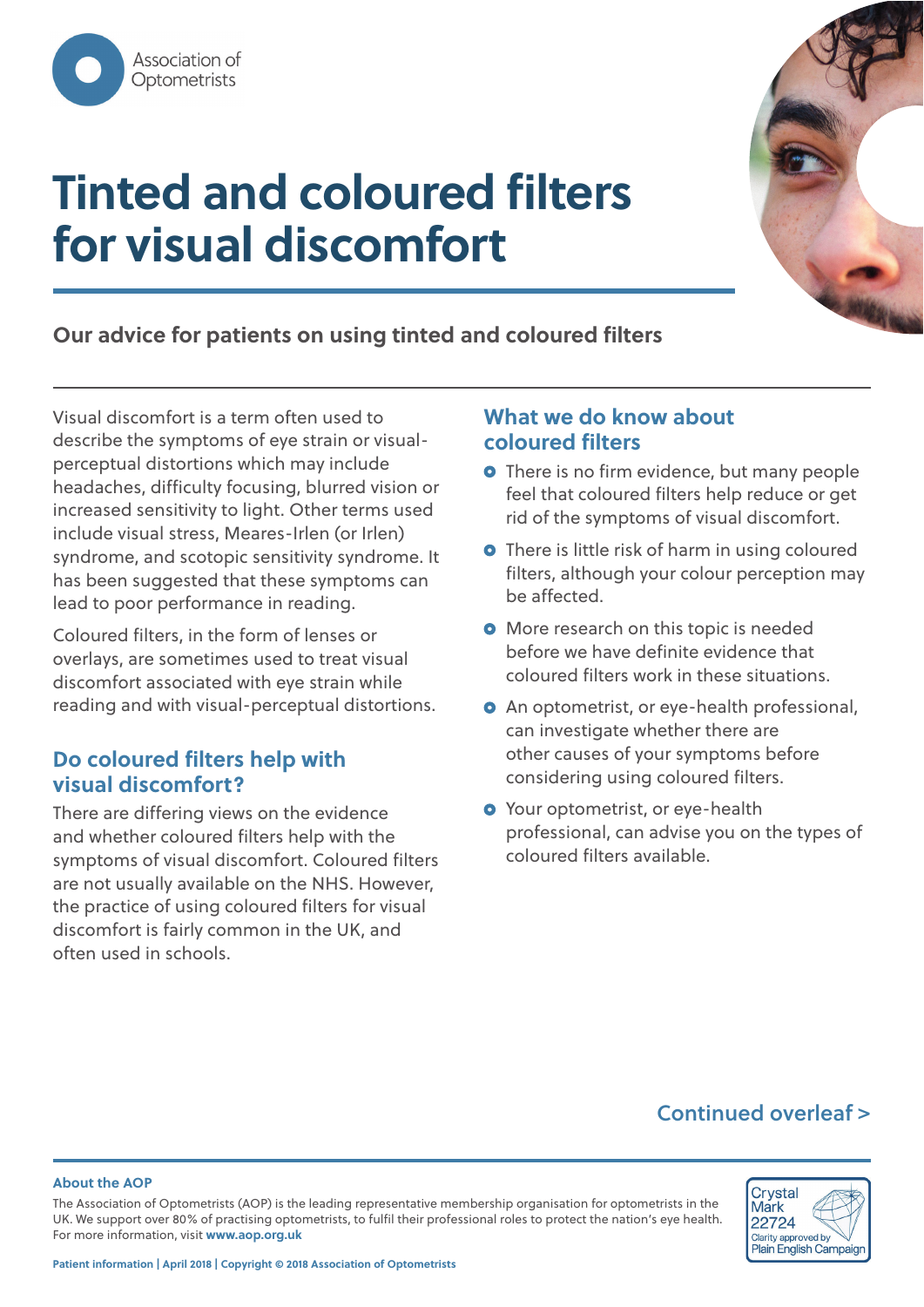Association of Optometrists

# Tinted and coloured filters for visual discomfort

**Our advice for patients on using tinted and coloured filters**

Visual discomfort is a term often used to describe the symptoms of eye strain or visual-perceptual distortions which may include headaches, difficulty focusing, blurred vision or increased sensitivity to light. Other terms used include visual stress, Meares-Irlen (or Irlen) syndrome, and scotopic sensitivity syndrome. It has been suggested that these symptoms can lead to poor performance in reading.

Coloured filters, in the form of lenses or overlays, are sometimes used to treat visual discomfort associated with eye strain while reading and with visual-perceptual distortions.

## Do coloured filters help with visual discomfort?

There are differing views on the evidence and whether coloured filters help with the symptoms of visual discomfort. Coloured filters are not usually available on the NHS. However, the practice of using coloured filters for visual discomfort is fairly common in the UK, and often used in schools.

## What we do know about coloured filters

- There is no firm evidence, but many people feel that coloured filters help reduce or get rid of the symptoms of visual discomfort.
- There is little risk of harm in using coloured filters, although your colour perception may be affected.
- More research on this topic is needed before we have definite evidence that coloured filters work in these situations.
- An optometrist, or eye-health professional, can investigate whether there are other causes of your symptoms before considering using coloured filters.
- Your optometrist, or eye-health professional, can advise you on the types of coloured filters available.

Continued overleaf >

**About the AOP**

The Association of Optometrists (AOP) is the leading representative membership organisation for optometrists in the UK. We support over 80% of practising optometrists, to fulfil their professional roles to protect the nation's eye health. For more information, visit **www.aop.org.uk**

Crystal Mark 22724 Clarity approved by Plain English Campaign

**Patient information | April 2018 | Copyright © 2018 Association of Optometrists**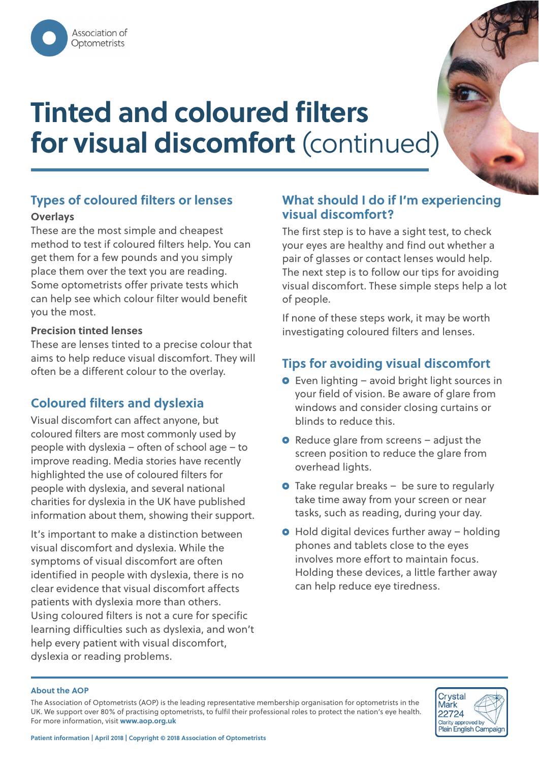# Tinted and coloured filters for visual discomfort (continued)

## Types of coloured filters or lenses

### Overlays

These are the most simple and cheapest method to test if coloured filters help. You can get them for a few pounds and you simply place them over the text you are reading. Some optometrists offer private tests which can help see which colour filter would benefit you the most.

### Precision tinted lenses

These are lenses tinted to a precise colour that aims to help reduce visual discomfort. They will often be a different colour to the overlay.

## Coloured filters and dyslexia

Visual discomfort can affect anyone, but coloured filters are most commonly used by people with dyslexia – often of school age – to improve reading. Media stories have recently highlighted the use of coloured filters for people with dyslexia, and several national charities for dyslexia in the UK have published information about them, showing their support.

It's important to make a distinction between visual discomfort and dyslexia. While the symptoms of visual discomfort are often identified in people with dyslexia, there is no clear evidence that visual discomfort affects patients with dyslexia more than others. Using coloured filters is not a cure for specific learning difficulties such as dyslexia, and won't help every patient with visual discomfort, dyslexia or reading problems.

## What should I do if I'm experiencing visual discomfort?

The first step is to have a sight test, to check your eyes are healthy and find out whether a pair of glasses or contact lenses would help. The next step is to follow our tips for avoiding visual discomfort. These simple steps help a lot of people.

If none of these steps work, it may be worth investigating coloured filters and lenses.

## Tips for avoiding visual discomfort

- Even lighting – avoid bright light sources in your field of vision. Be aware of glare from windows and consider closing curtains or blinds to reduce this.
- Reduce glare from screens – adjust the screen position to reduce the glare from overhead lights.
- Take regular breaks – be sure to regularly take time away from your screen or near tasks, such as reading, during your day.
- Hold digital devices further away – holding phones and tablets close to the eyes involves more effort to maintain focus. Holding these devices, a little farther away can help reduce eye tiredness.

**About the AOP**

The Association of Optometrists (AOP) is the leading representative membership organisation for optometrists in the UK. We support over 80% of practising optometrists, to fulfil their professional roles to protect the nation's eye health. For more information, visit **www.aop.org.uk**

Crystal Mark 22724 Clarity approved by Plain English Campaign

**Patient information | April 2018 | Copyright © 2018 Association of Optometrists**